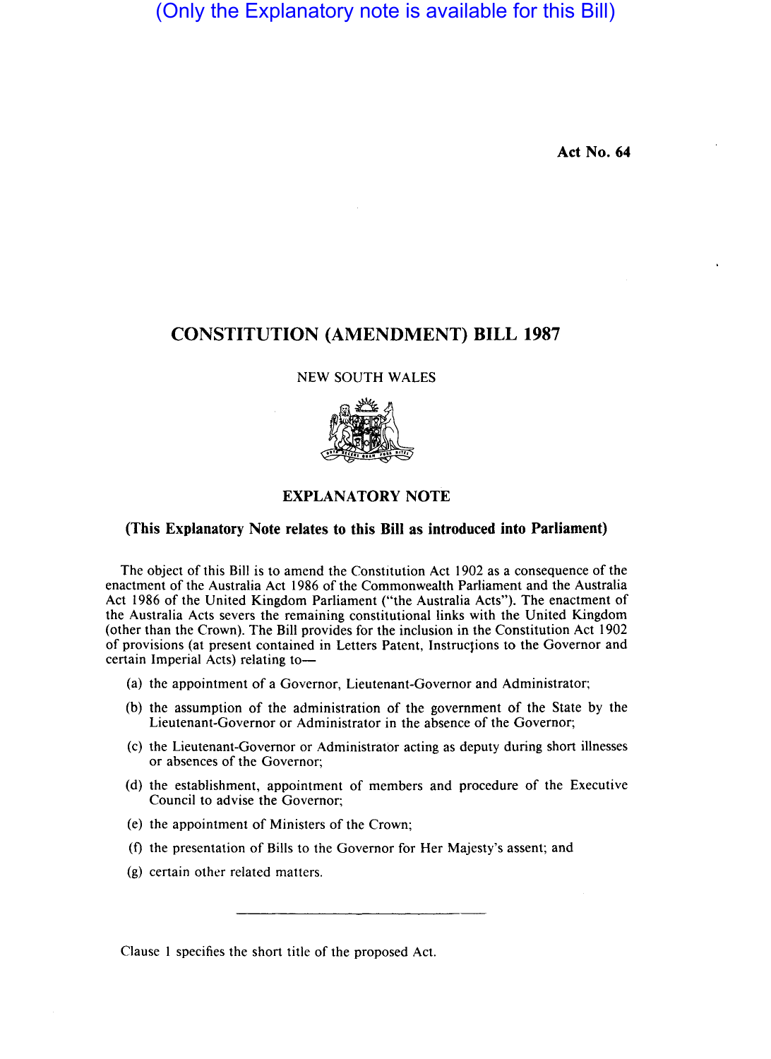(Only the Explanatory note is available for this Bill)

**Act No. 64**

# CONSTITUTION (AMENDMENT) BILL 1987

NEW SOUTH WALES

## EXPLANATORY NOTE

### (This Explanatory Note relates to this Bill as introduced into Parliament)

The object of this Bill is to amend the Constitution Act 1902 as a consequence of the enactment of the Australia Act 1986 of the Commonwealth Parliament and the Australia Act 1986 of the United Kingdom Parliament ("the Australia Acts"). The enactment of the Australia Acts severs the remaining constitutional links with the United Kingdom (other than the Crown). The Bill provides for the inclusion in the Constitution Act 1902 of provisions (at present contained in Letters Patent, Instructions to the Governor and certain Imperial Acts) relating to—

(a) the appointment of a Governor, Lieutenant-Governor and Administrator;

(b) the assumption of the administration of the government of the State by the Lieutenant-Governor or Administrator in the absence of the Governor;

(c) the Lieutenant-Governor or Administrator acting as deputy during short illnesses or absences of the Governor;

(d) the establishment, appointment of members and procedure of the Executive Council to advise the Governor;

(e) the appointment of Ministers of the Crown;

(f) the presentation of Bills to the Governor for Her Majesty's assent; and

(g) certain other related matters.

---

Clause 1 specifies the short title of the proposed Act.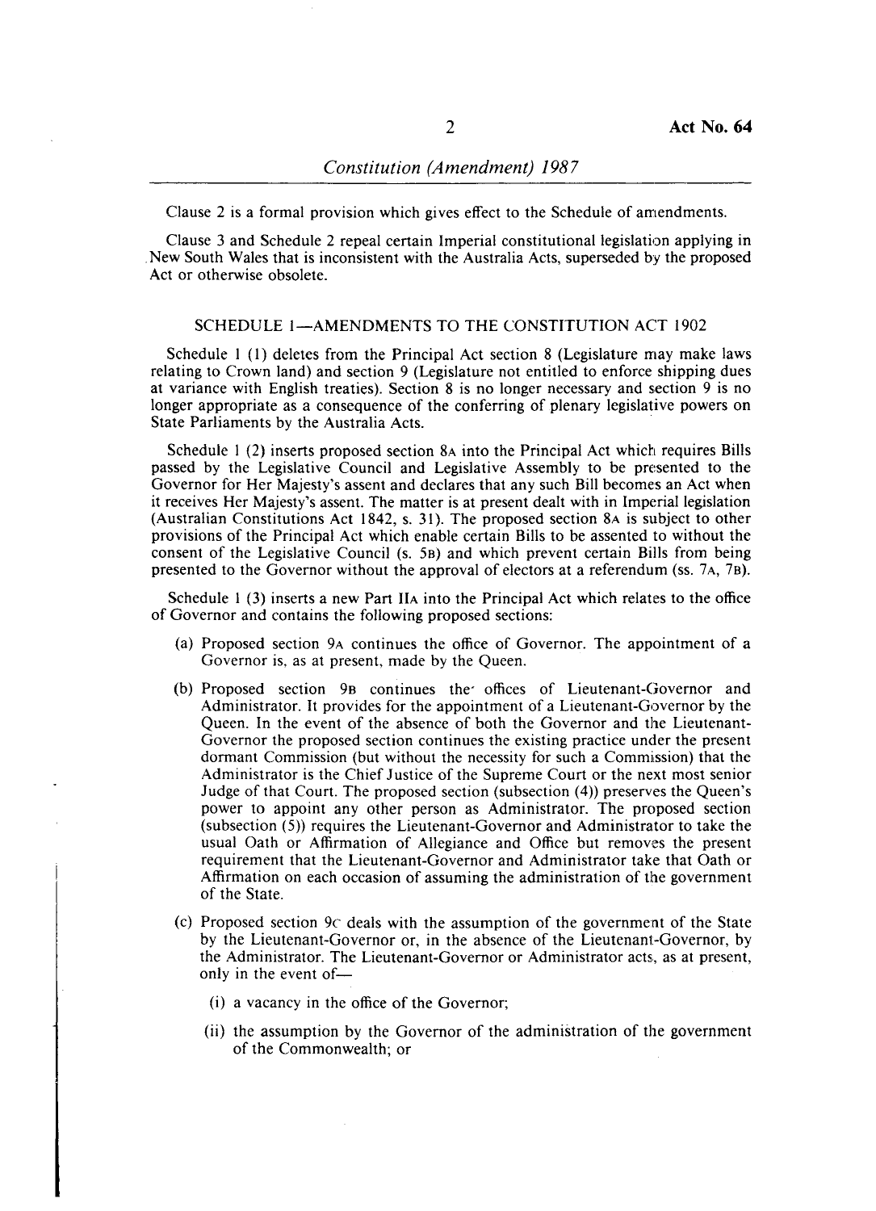Clause 2 is a formal provision which gives effect to the Schedule of amendments.

Clause 3 and Schedule 2 repeal certain Imperial constitutional legislation applying in New South Wales that is inconsistent with the Australia Acts, superseded by the proposed Act or otherwise obsolete.

## SCHEDULE 1—AMENDMENTS TO THE CONSTITUTION ACT 1902

Schedule 1 (1) deletes from the Principal Act section 8 (Legislature may make laws relating to Crown land) and section 9 (Legislature not entitled to enforce shipping dues at variance with English treaties). Section 8 is no longer necessary and section 9 is no longer appropriate as a consequence of the conferring of plenary legislative powers on State Parliaments by the Australia Acts.

Schedule 1 (2) inserts proposed section 8A into the Principal Act which requires Bills passed by the Legislative Council and Legislative Assembly to be presented to the Governor for Her Majesty's assent and declares that any such Bill becomes an Act when it receives Her Majesty's assent. The matter is at present dealt with in Imperial legislation (Australian Constitutions Act 1842, s. 31). The proposed section 8A is subject to other provisions of the Principal Act which enable certain Bills to be assented to without the consent of the Legislative Council (s. 5B) and which prevent certain Bills from being presented to the Governor without the approval of electors at a referendum (ss. 7A, 7B).

Schedule 1 (3) inserts a new Part IIA into the Principal Act which relates to the office of Governor and contains the following proposed sections:

(a) Proposed section 9A continues the office of Governor. The appointment of a Governor is, as at present, made by the Queen.

(b) Proposed section 9B continues the offices of Lieutenant-Governor and Administrator. It provides for the appointment of a Lieutenant-Governor by the Queen. In the event of the absence of both the Governor and the Lieutenant-Governor the proposed section continues the existing practice under the present dormant Commission (but without the necessity for such a Commission) that the Administrator is the Chief Justice of the Supreme Court or the next most senior Judge of that Court. The proposed section (subsection (4)) preserves the Queen's power to appoint any other person as Administrator. The proposed section (subsection (5)) requires the Lieutenant-Governor and Administrator to take the usual Oath or Affirmation of Allegiance and Office but removes the present requirement that the Lieutenant-Governor and Administrator take that Oath or Affirmation on each occasion of assuming the administration of the government of the State.

(c) Proposed section 9C deals with the assumption of the government of the State by the Lieutenant-Governor or, in the absence of the Lieutenant-Governor, by the Administrator. The Lieutenant-Governor or Administrator acts, as at present, only in the event of—

  (i) a vacancy in the office of the Governor;

  (ii) the assumption by the Governor of the administration of the government of the Commonwealth; or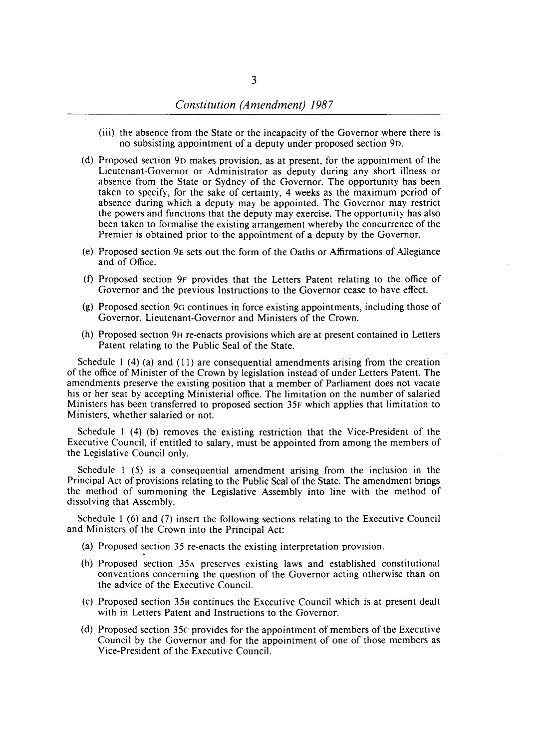(iii) the absence from the State or the incapacity of the Governor where there is no subsisting appointment of a deputy under proposed section 9D.

(d) Proposed section 9D makes provision, as at present, for the appointment of the Lieutenant-Governor or Administrator as deputy during any short illness or absence from the State or Sydney of the Governor. The opportunity has been taken to specify, for the sake of certainty, 4 weeks as the maximum period of absence during which a deputy may be appointed. The Governor may restrict the powers and functions that the deputy may exercise. The opportunity has also been taken to formalise the existing arrangement whereby the concurrence of the Premier is obtained prior to the appointment of a deputy by the Governor.

(e) Proposed section 9E sets out the form of the Oaths or Affirmations of Allegiance and of Office.

(f) Proposed section 9F provides that the Letters Patent relating to the office of Governor and the previous Instructions to the Governor cease to have effect.

(g) Proposed section 9G continues in force existing appointments, including those of Governor, Lieutenant-Governor and Ministers of the Crown.

(h) Proposed section 9H re-enacts provisions which are at present contained in Letters Patent relating to the Public Seal of the State.

Schedule 1 (4) (a) and (11) are consequential amendments arising from the creation of the office of Minister of the Crown by legislation instead of under Letters Patent. The amendments preserve the existing position that a member of Parliament does not vacate his or her seat by accepting Ministerial office. The limitation on the number of salaried Ministers has been transferred to proposed section 35F which applies that limitation to Ministers, whether salaried or not.

Schedule 1 (4) (b) removes the existing restriction that the Vice-President of the Executive Council, if entitled to salary, must be appointed from among the members of the Legislative Council only.

Schedule 1 (5) is a consequential amendment arising from the inclusion in the Principal Act of provisions relating to the Public Seal of the State. The amendment brings the method of summoning the Legislative Assembly into line with the method of dissolving that Assembly.

Schedule 1 (6) and (7) insert the following sections relating to the Executive Council and Ministers of the Crown into the Principal Act:

(a) Proposed section 35 re-enacts the existing interpretation provision.

(b) Proposed section 35A preserves existing laws and established constitutional conventions concerning the question of the Governor acting otherwise than on the advice of the Executive Council.

(c) Proposed section 35B continues the Executive Council which is at present dealt with in Letters Patent and Instructions to the Governor.

(d) Proposed section 35C provides for the appointment of members of the Executive Council by the Governor and for the appointment of one of those members as Vice-President of the Executive Council.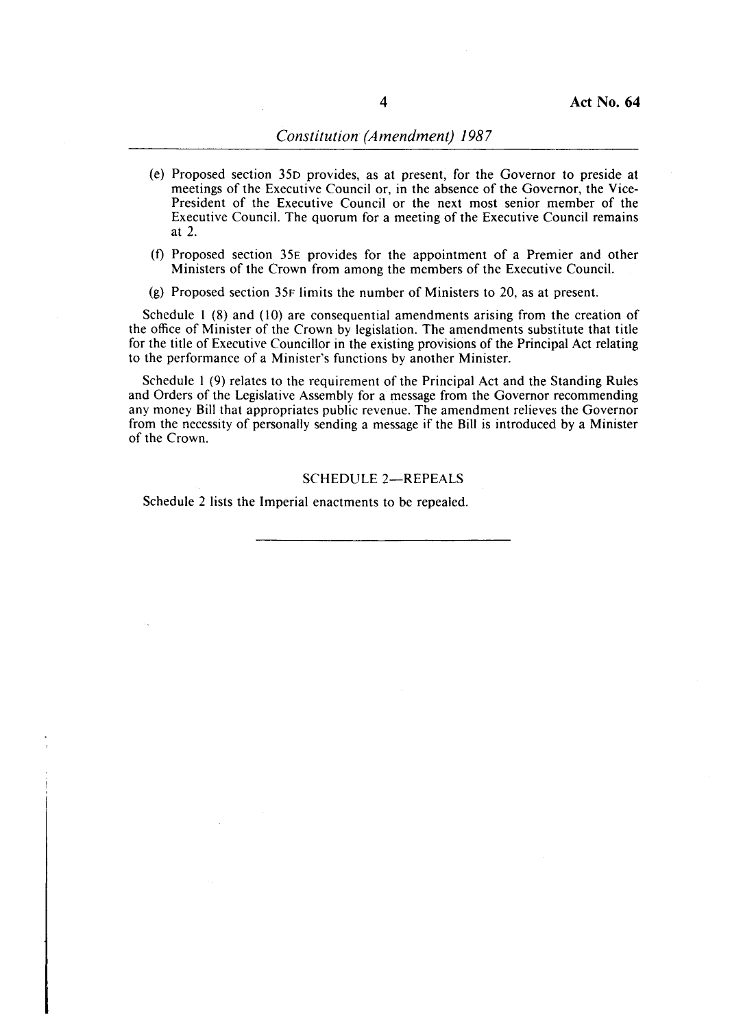(e) Proposed section 35D provides, as at present, for the Governor to preside at meetings of the Executive Council or, in the absence of the Governor, the Vice-President of the Executive Council or the next most senior member of the Executive Council. The quorum for a meeting of the Executive Council remains at 2.

(f) Proposed section 35E provides for the appointment of a Premier and other Ministers of the Crown from among the members of the Executive Council.

(g) Proposed section 35F limits the number of Ministers to 20, as at present.

Schedule 1 (8) and (10) are consequential amendments arising from the creation of the office of Minister of the Crown by legislation. The amendments substitute that title for the title of Executive Councillor in the existing provisions of the Principal Act relating to the performance of a Minister's functions by another Minister.

Schedule 1 (9) relates to the requirement of the Principal Act and the Standing Rules and Orders of the Legislative Assembly for a message from the Governor recommending any money Bill that appropriates public revenue. The amendment relieves the Governor from the necessity of personally sending a message if the Bill is introduced by a Minister of the Crown.

## SCHEDULE 2—REPEALS

Schedule 2 lists the Imperial enactments to be repealed.